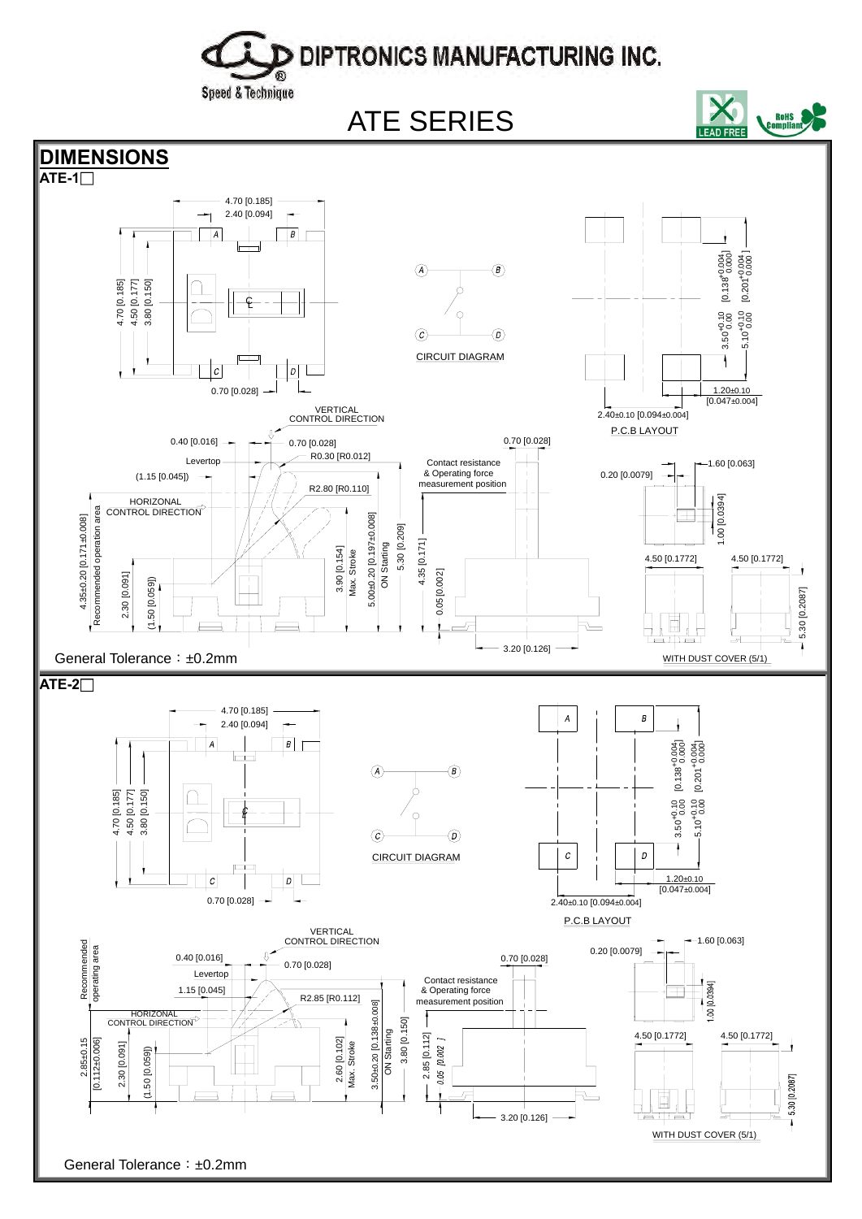DIPTRONICS MANUFACTURING INC.

Speed & Technique

# ATE SERIES

LEAD FREE RoHS Compliant

## DIMENSIONS

### ATE-1□

4.70 [0.185]
2.40 [0.094]
4.70 [0.185]
4.50 [0.177]
3.80 [0.150]
0.70 [0.028]

CIRCUIT DIAGRAM

P.C.B LAYOUT

$[0.138^{+0.004}_{0.000}]$ $[0.201^{+0.004}_{0.000}]$
$3.50^{+0.10}_{0.00}$ $5.10^{+0.10}_{0.00}$
1.20±0.10 [0.047±0.004]
2.40±0.10 [0.094±0.004]

VERTICAL CONTROL DIRECTION
0.40 [0.016]
0.70 [0.028]
Levertop
R0.30 [R0.012]
(1.15 [0.045])
R2.80 [R0.110]
HORIZONAL CONTROL DIRECTION
4.35±0.20 [0.171±0.008] Recommended operation area
2.30 [0.091]
(1.50 [0.059])
3.90 [0.154] Max. Stroke
5.00±0.20 [0.197±0.008] ON Starting
5.30 [0.209]

Contact resistance & Operating force measurement position
0.70 [0.028]
4.35 [0.171]
0.05 [0.002]
3.20 [0.126]

0.20 [0.0079]
1.60 [0.063]
1.00 [0.0394]
4.50 [0.1772]
4.50 [0.1772]
5.30 [0.2087]

WITH DUST COVER (5/1)

General Tolerance：±0.2mm

### ATE-2□

4.70 [0.185]
2.40 [0.094]
4.70 [0.185]
4.50 [0.177]
3.80 [0.150]
0.70 [0.028]

CIRCUIT DIAGRAM

P.C.B LAYOUT

$[0.138^{+0.004}_{0.000}]$ $[0.201^{+0.004}_{0.000}]$
$3.50^{+0.10}_{0.00}$ $5.10^{+0.10}_{0.00}$
1.20±0.10 [0.047±0.004]
2.40±0.10 [0.094±0.004]

VERTICAL CONTROL DIRECTION
Recommended operating area
0.40 [0.016]
0.70 [0.028]
Levertop
1.15 [0.045]
R2.85 [R0.112]
HORIZONAL CONTROL DIRECTION
2.85±0.15 [0.112±0.006]
2.30 [0.091]
(1.50 [0.059])
2.60 [0.102] Max. Stroke
3.50±0.20 [0.138±0.008] ON Starting
3.80 [0.150]

Contact resistance & Operating force measurement position
0.70 [0.028]
2.85 [0.112]
0.05 [0.002]
3.20 [0.126]

0.20 [0.0079]
1.60 [0.063]
1.00 [0.0394]
4.50 [0.1772]
4.50 [0.1772]
5.30 [0.2087]

WITH DUST COVER (5/1)

General Tolerance：±0.2mm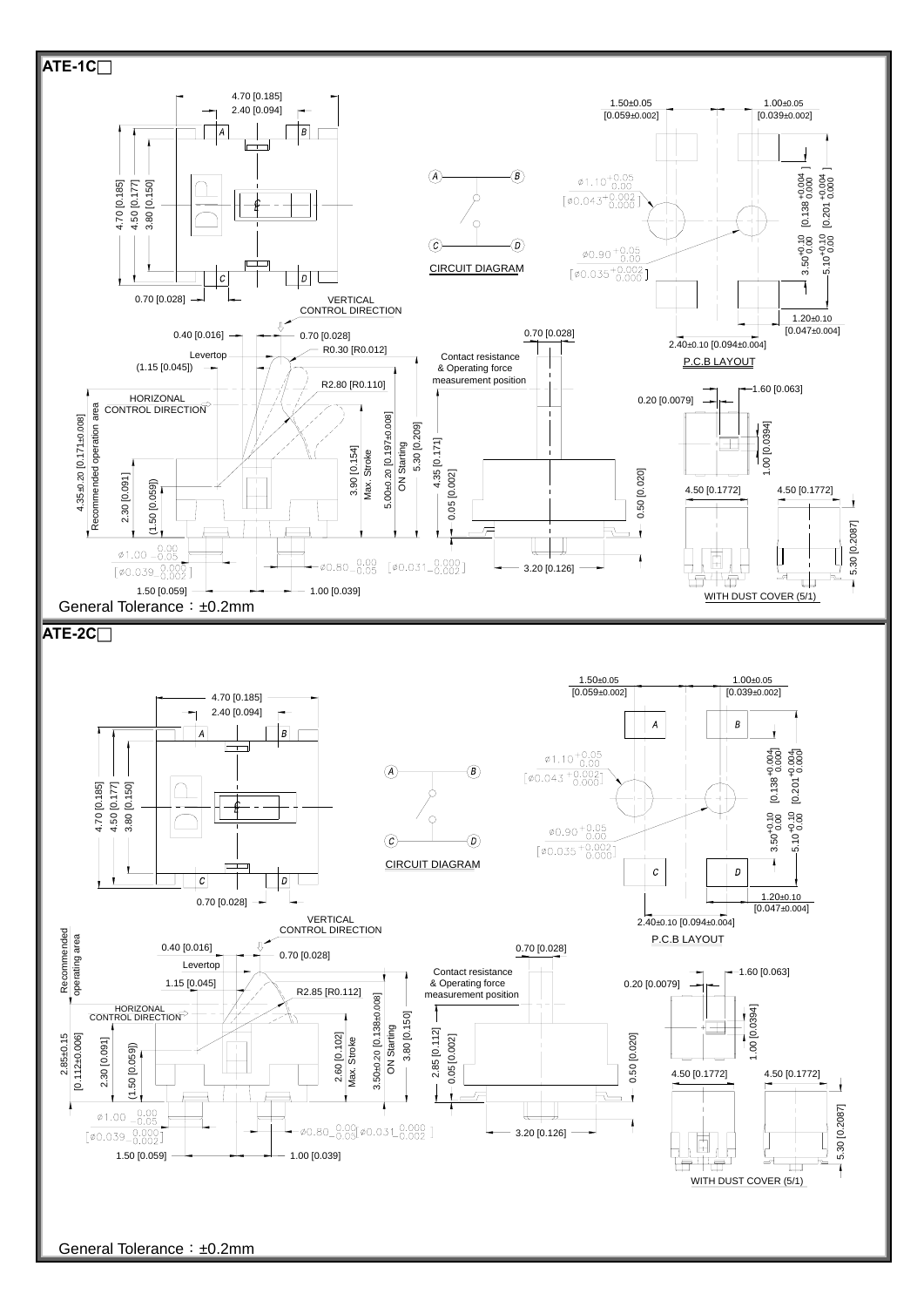## ATE-1C□

4.70 [0.185]
2.40 [0.094]
4.70 [0.185]
4.50 [0.177]
3.80 [0.150]
0.70 [0.028]

CIRCUIT DIAGRAM

1.50±0.05 [0.059±0.002]
1.00±0.05 [0.039±0.002]
ø1.10 +0.05/0.00 [ø0.043 +0.002/0.000]
ø0.90 +0.05/0.00 [ø0.035 +0.002/0.000]
3.50 +0.10/0.00 [0.138 +0.004/0.000]
5.10 +0.10/0.00 [0.201 +0.004/0.000]
1.20±0.10 [0.047±0.004]
2.40±0.10 [0.094±0.004]

P.C.B LAYOUT

VERTICAL CONTROL DIRECTION
0.40 [0.016]
0.70 [0.028]
Levertop
R0.30 [R0.012]
(1.15 [0.045])
R2.80 [R0.110]
HORIZONAL CONTROL DIRECTION
4.35±0.20 [0.171±0.008] Recommended operation area
2.30 [0.091]
(1.50 [0.059])
3.90 [0.154] Max. Stroke
5.00±0.20 [0.197±0.008] ON Starting
5.30 [0.209]
4.35 [0.171]
0.05 [0.002]
ø1.00 0.00/-0.05 [ø0.039 0.000/-0.002]
ø0.80 0.00/-0.05 [ø0.031 0.000/-0.002]
1.50 [0.059]
1.00 [0.039]

0.70 [0.028]
Contact resistance & Operating force measurement position
0.50 [0.020]
3.20 [0.126]

1.60 [0.063]
0.20 [0.0079]
1.00 [0.0394]
4.50 [0.1772]
4.50 [0.1772]
5.30 [0.2087]

WITH DUST COVER (5/1)

General Tolerance：±0.2mm

## ATE-2C□

4.70 [0.185]
2.40 [0.094]
4.70 [0.185]
4.50 [0.177]
3.80 [0.150]
0.70 [0.028]

CIRCUIT DIAGRAM

1.50±0.05 [0.059±0.002]
1.00±0.05 [0.039±0.002]
ø1.10 +0.05/0.00 [ø0.043 +0.002/0.000]
ø0.90 +0.05/0.00 [ø0.035 +0.002/0.000]
3.50 +0.10/0.00 [0.138 +0.004/0.000]
5.10 +0.10/0.00 [0.201 +0.004/0.000]
1.20±0.10 [0.047±0.004]
2.40±0.10 [0.094±0.004]

P.C.B LAYOUT

VERTICAL CONTROL DIRECTION
Recommended operating area
0.40 [0.016]
0.70 [0.028]
Levertop
1.15 [0.045]
R2.85 [R0.112]
HORIZONAL CONTROL DIRECTION
2.85±0.15 [0.112±0.006]
2.30 [0.091]
(1.50 [0.059])
2.60 [0.102] Max. Stroke
3.50±0.20 [0.138±0.008] ON Starting
3.80 [0.150]
2.85 [0.112]
0.05 [0.002]
ø1.00 0.00/-0.05 [ø0.039 0.000/-0.002]
ø0.80 0.00/-0.05 [ø0.031 0.000/-0.002]
1.50 [0.059]
1.00 [0.039]

0.70 [0.028]
Contact resistance & Operating force measurement position
0.50 [0.020]
3.20 [0.126]

1.60 [0.063]
0.20 [0.0079]
1.00 [0.0394]
4.50 [0.1772]
4.50 [0.1772]
5.30 [0.2087]

WITH DUST COVER (5/1)

General Tolerance：±0.2mm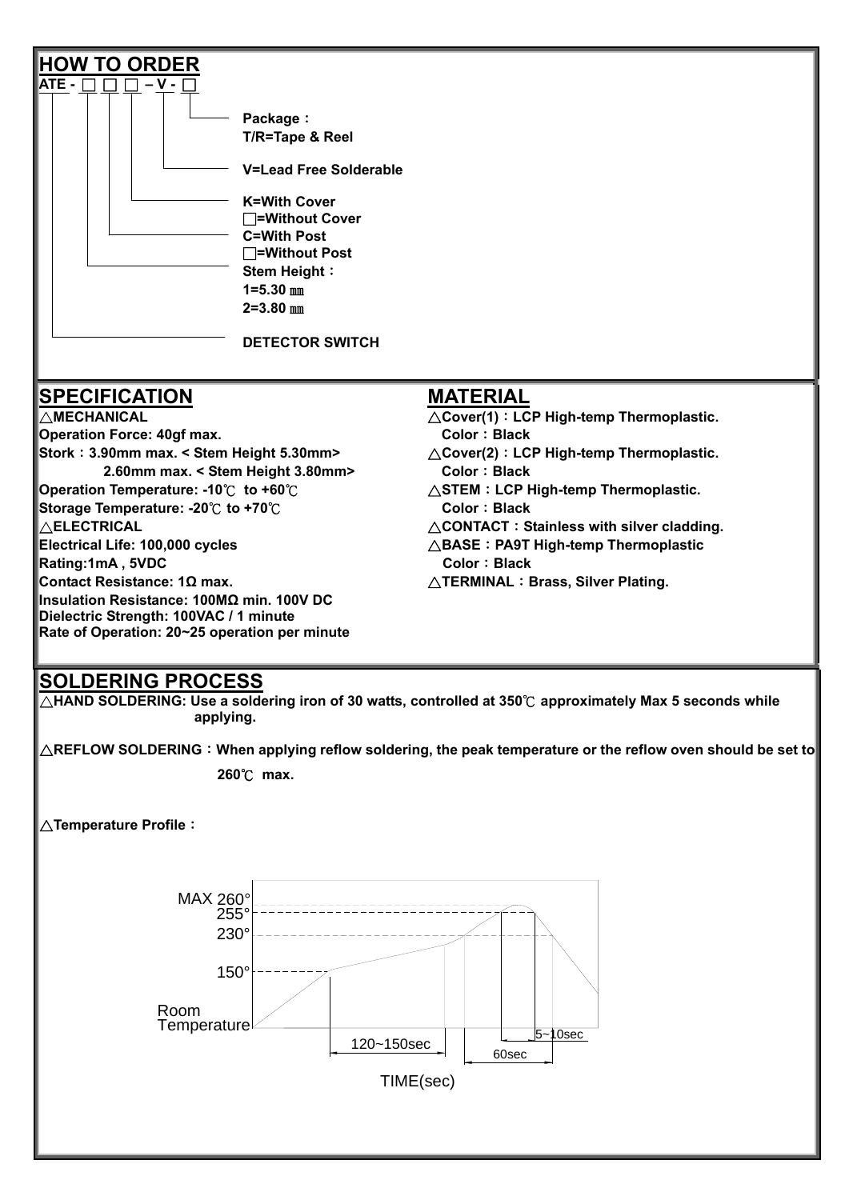## HOW TO ORDER

**ATE - □ □ □ – V - □**

- **Package：** T/R=Tape & Reel
- **V=Lead Free Solderable**
- **K=With Cover**
  □=Without Cover
- **C=With Post**
  □=Without Post
- **Stem Height：**
  1=5.30 ㎜
  2=3.80 ㎜
- **DETECTOR SWITCH**

## SPECIFICATION

△**MECHANICAL**

**Operation Force: 40gf max.**
**Stork：3.90mm max. < Stem Height 5.30mm>**
**2.60mm max. < Stem Height 3.80mm>**
**Operation Temperature: -10℃ to +60℃**
**Storage Temperature: -20℃ to +70℃**

△**ELECTRICAL**

**Electrical Life: 100,000 cycles**
**Rating:1mA , 5VDC**
**Contact Resistance: 1Ω max.**
**Insulation Resistance: 100MΩ min. 100V DC**
**Dielectric Strength: 100VAC / 1 minute**
**Rate of Operation: 20~25 operation per minute**

## MATERIAL

△**Cover(1)：LCP High-temp Thermoplastic.**
**Color：Black**
△**Cover(2)：LCP High-temp Thermoplastic.**
**Color：Black**
△**STEM：LCP High-temp Thermoplastic.**
**Color：Black**
△**CONTACT：Stainless with silver cladding.**
△**BASE：PA9T High-temp Thermoplastic**
**Color：Black**
△**TERMINAL：Brass, Silver Plating.**

## SOLDERING PROCESS

△**HAND SOLDERING: Use a soldering iron of 30 watts, controlled at 350℃ approximately Max 5 seconds while applying.**

△**REFLOW SOLDERING：When applying reflow soldering, the peak temperature or the reflow oven should be set to 260℃ max.**

△**Temperature Profile：**

MAX 260°
255°
230°
150°
Room Temperature
120~150sec
60sec
5~10sec
TIME(sec)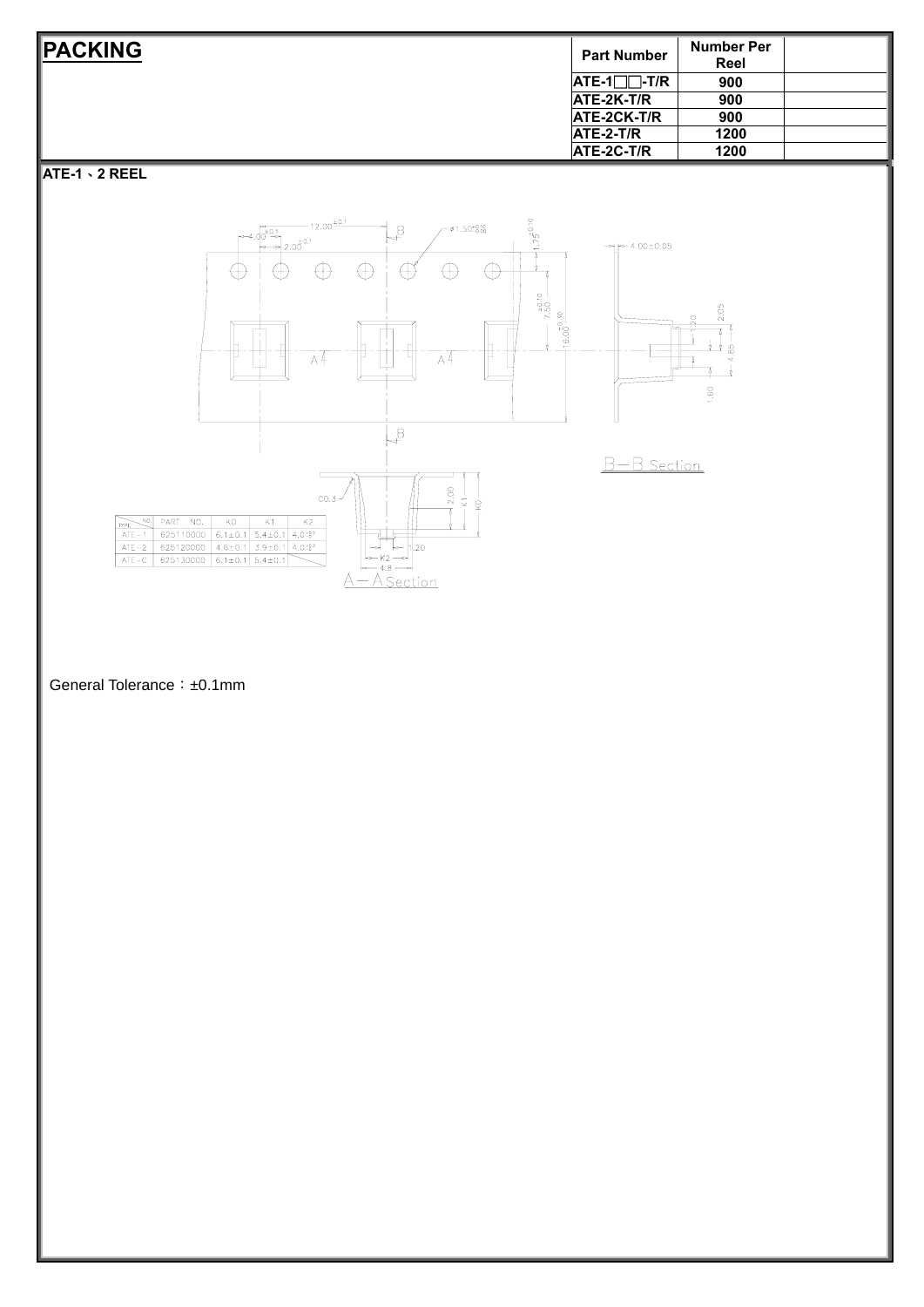# PACKING

| Part Number | Number Per Reel | |
|---|---|---|
| ATE-1□□-T/R | 900 | |
| ATE-2K-T/R | 900 | |
| ATE-2CK-T/R | 900 | |
| ATE-2-T/R | 1200 | |
| ATE-2C-T/R | 1200 | |

**ATE-1、2 REEL**

12.00±0.1
4.00±0.1
2.00±0.1
ø1.50+0.10/-0.00
1.75±0.10
4.00±0.05
7.50±0.10
16.00+0.30
2.05
1.20
4.85
1.60
A
B
B—B Section
2.00
K1
K0
C0.3
1.20
K2
4.8
A—A Section

| TYPE \ NO. | PART NO. | K0 | K1 | K2 |
|---|---|---|---|---|
| ATE-1 | 625110000 | 6.1±0.1 | 5.4±0.1 | 4.0 |
| ATE-2 | 625120000 | 4.6±0.1 | 3.9±0.1 | 4.0 |
| ATE-C | 625130000 | 6.1±0.1 | 5.4±0.1 | |

General Tolerance：±0.1mm